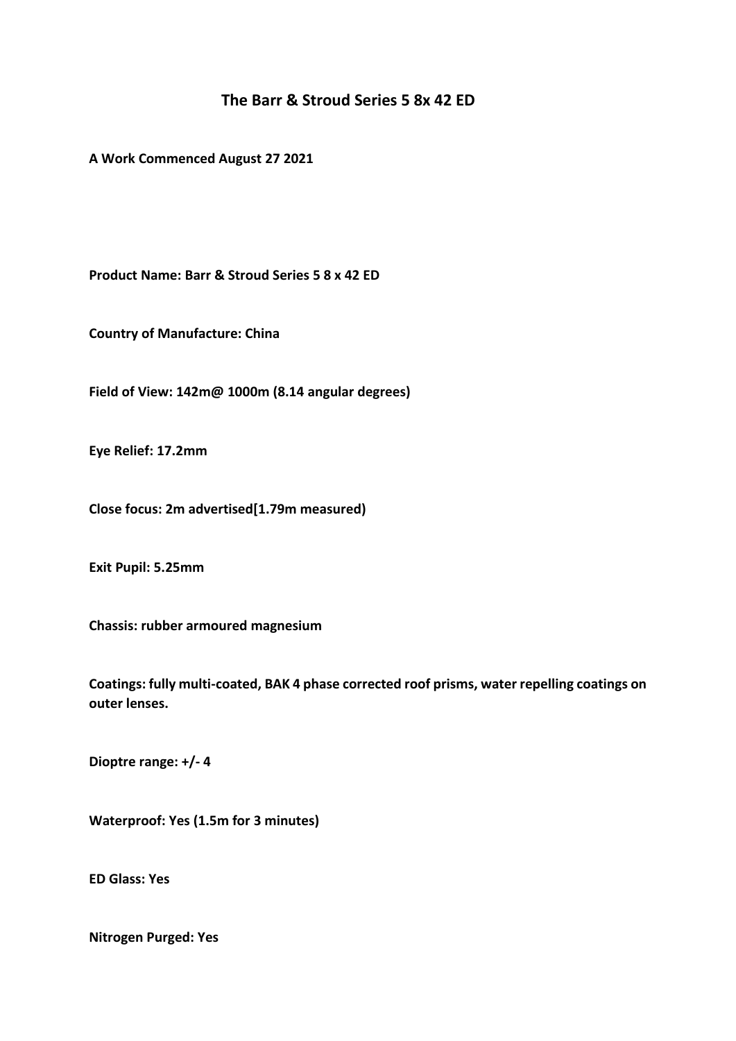# The Barr & Stroud Series 5 8x 42 ED

**A Work Commenced August 27 2021**

**Product Name: Barr & Stroud Series 5 8 x 42 ED**

**Country of Manufacture: China**

**Field of View: 142m@ 1000m (8.14 angular degrees)**

**Eye Relief: 17.2mm**

**Close focus: 2m advertised[1.79m measured)**

**Exit Pupil: 5.25mm**

**Chassis: rubber armoured magnesium**

**Coatings: fully multi-coated, BAK 4 phase corrected roof prisms, water repelling coatings on outer lenses.**

**Dioptre range: +/- 4**

**Waterproof: Yes (1.5m for 3 minutes)**

**ED Glass: Yes**

**Nitrogen Purged: Yes**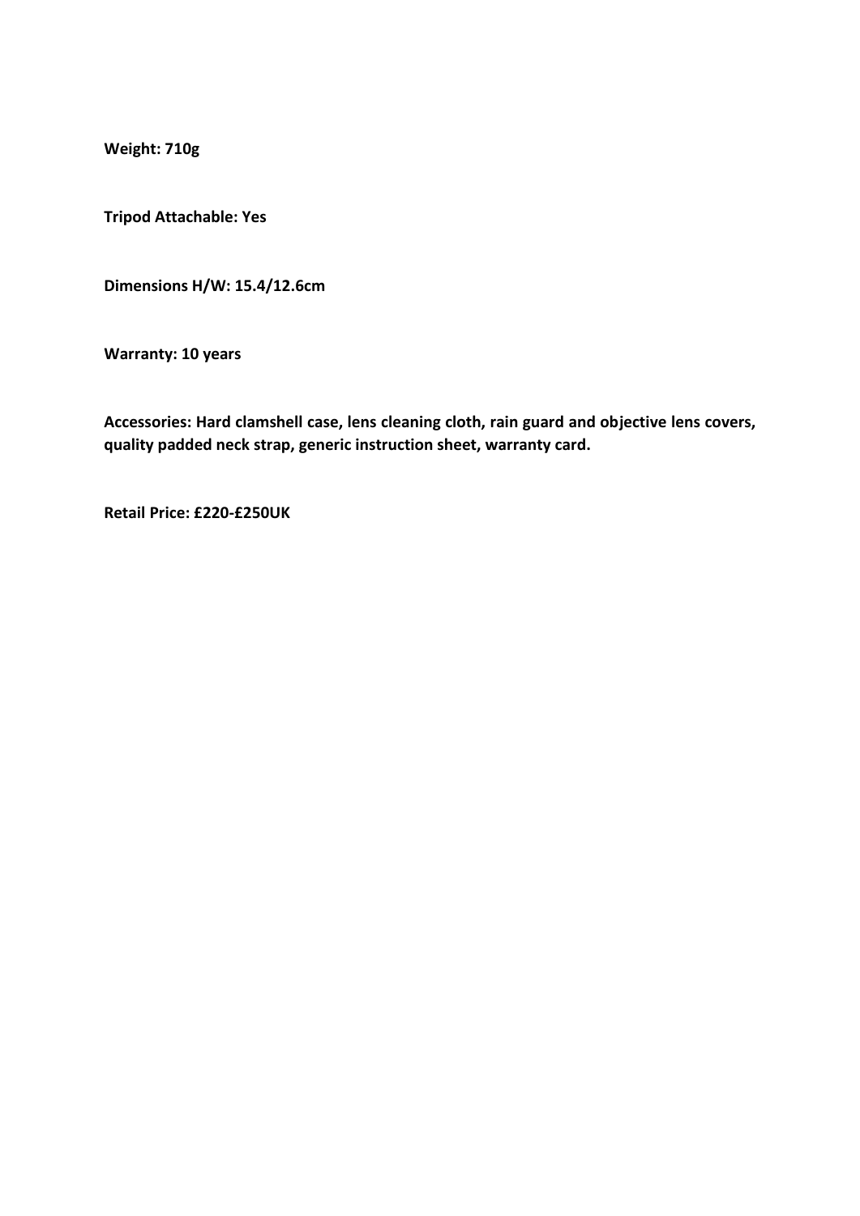**Weight: 710g**

**Tripod Attachable: Yes**

**Dimensions H/W: 15.4/12.6cm**

**Warranty: 10 years**

**Accessories: Hard clamshell case, lens cleaning cloth, rain guard and objective lens covers, quality padded neck strap, generic instruction sheet, warranty card.**

**Retail Price: £220-£250UK**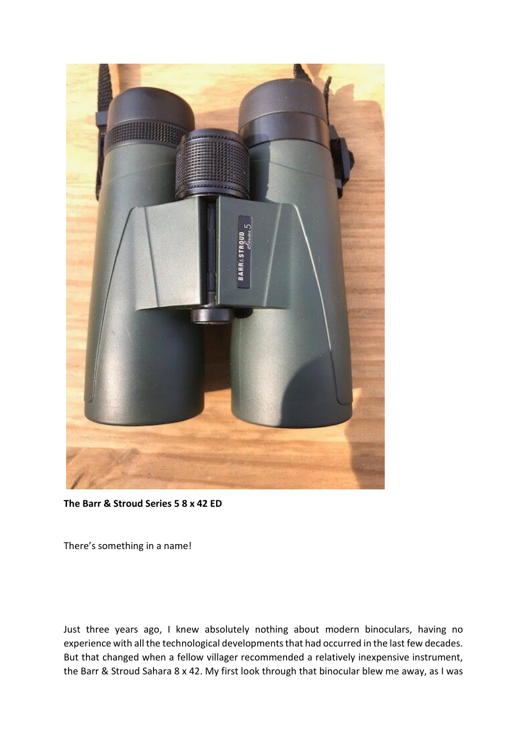**The Barr & Stroud Series 5 8 x 42 ED**

There's something in a name!

Just three years ago, I knew absolutely nothing about modern binoculars, having no experience with all the technological developments that had occurred in the last few decades. But that changed when a fellow villager recommended a relatively inexpensive instrument, the Barr & Stroud Sahara 8 x 42. My first look through that binocular blew me away, as I was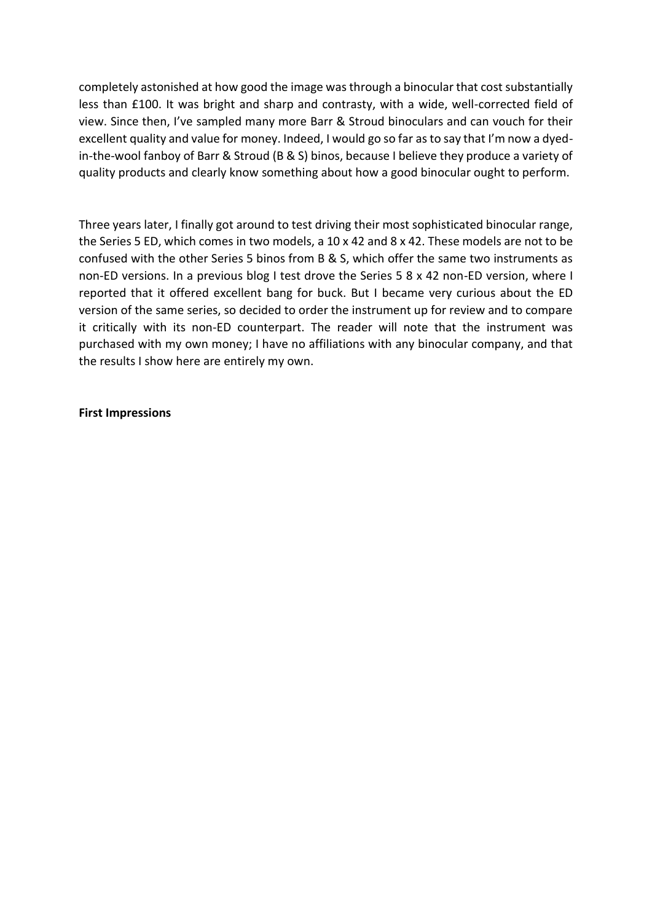completely astonished at how good the image was through a binocular that cost substantially less than £100. It was bright and sharp and contrasty, with a wide, well-corrected field of view. Since then, I've sampled many more Barr & Stroud binoculars and can vouch for their excellent quality and value for money. Indeed, I would go so far as to say that I'm now a dyed-in-the-wool fanboy of Barr & Stroud (B & S) binos, because I believe they produce a variety of quality products and clearly know something about how a good binocular ought to perform.

Three years later, I finally got around to test driving their most sophisticated binocular range, the Series 5 ED, which comes in two models, a 10 x 42 and 8 x 42. These models are not to be confused with the other Series 5 binos from B & S, which offer the same two instruments as non-ED versions. In a previous blog I test drove the Series 5 8 x 42 non-ED version, where I reported that it offered excellent bang for buck. But I became very curious about the ED version of the same series, so decided to order the instrument up for review and to compare it critically with its non-ED counterpart. The reader will note that the instrument was purchased with my own money; I have no affiliations with any binocular company, and that the results I show here are entirely my own.

**First Impressions**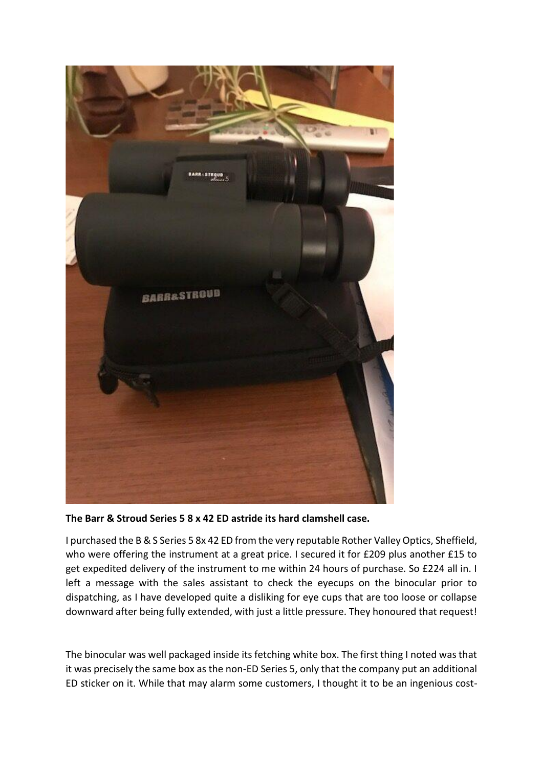**The Barr & Stroud Series 5 8 x 42 ED astride its hard clamshell case.**

I purchased the B & S Series 5 8x 42 ED from the very reputable Rother Valley Optics, Sheffield, who were offering the instrument at a great price. I secured it for £209 plus another £15 to get expedited delivery of the instrument to me within 24 hours of purchase. So £224 all in. I left a message with the sales assistant to check the eyecups on the binocular prior to dispatching, as I have developed quite a disliking for eye cups that are too loose or collapse downward after being fully extended, with just a little pressure. They honoured that request!

The binocular was well packaged inside its fetching white box. The first thing I noted was that it was precisely the same box as the non-ED Series 5, only that the company put an additional ED sticker on it. While that may alarm some customers, I thought it to be an ingenious cost-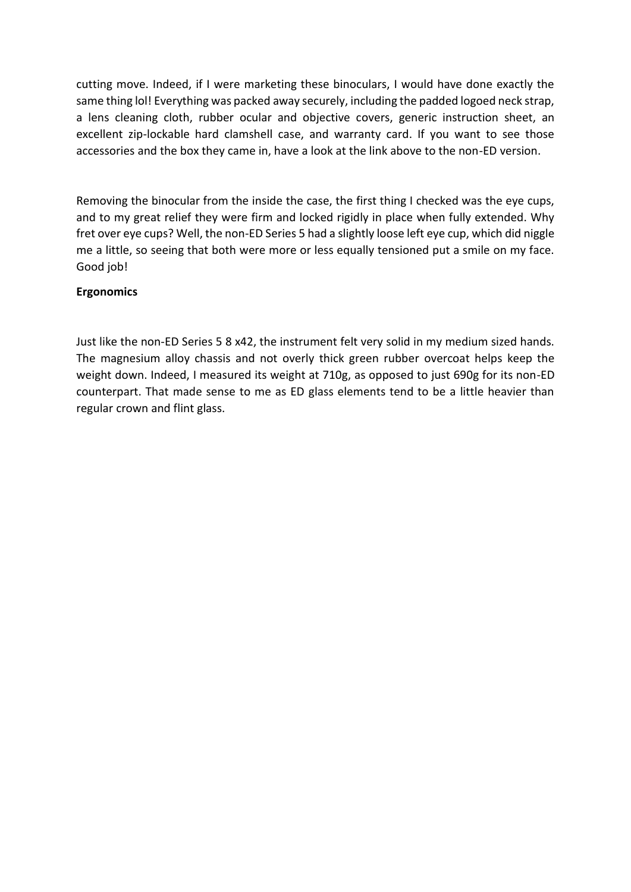cutting move. Indeed, if I were marketing these binoculars, I would have done exactly the same thing lol! Everything was packed away securely, including the padded logoed neck strap, a lens cleaning cloth, rubber ocular and objective covers, generic instruction sheet, an excellent zip-lockable hard clamshell case, and warranty card. If you want to see those accessories and the box they came in, have a look at the link above to the non-ED version.

Removing the binocular from the inside the case, the first thing I checked was the eye cups, and to my great relief they were firm and locked rigidly in place when fully extended. Why fret over eye cups? Well, the non-ED Series 5 had a slightly loose left eye cup, which did niggle me a little, so seeing that both were more or less equally tensioned put a smile on my face. Good job!

**Ergonomics**

Just like the non-ED Series 5 8 x42, the instrument felt very solid in my medium sized hands. The magnesium alloy chassis and not overly thick green rubber overcoat helps keep the weight down. Indeed, I measured its weight at 710g, as opposed to just 690g for its non-ED counterpart. That made sense to me as ED glass elements tend to be a little heavier than regular crown and flint glass.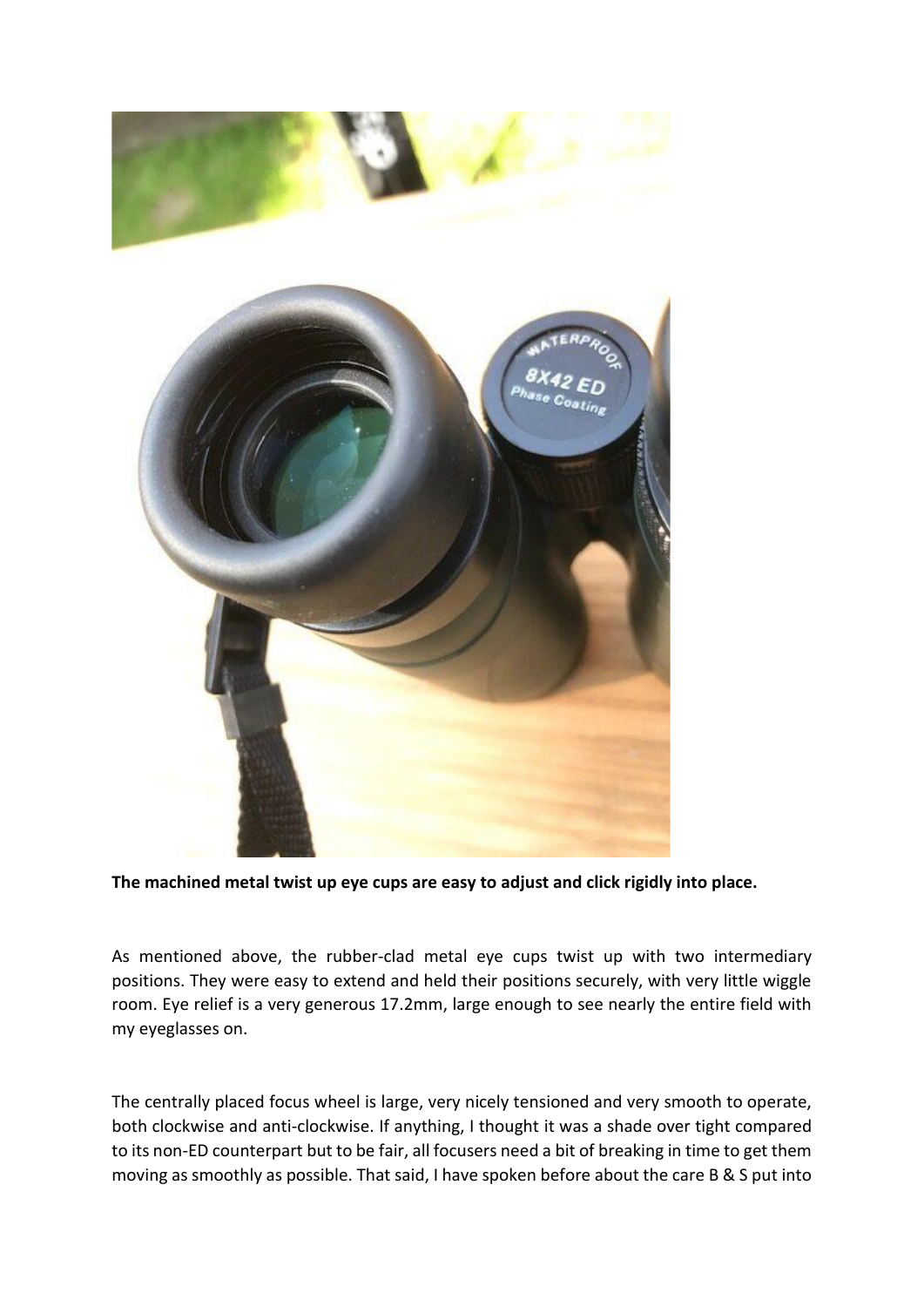**The machined metal twist up eye cups are easy to adjust and click rigidly into place.**

As mentioned above, the rubber-clad metal eye cups twist up with two intermediary positions. They were easy to extend and held their positions securely, with very little wiggle room. Eye relief is a very generous 17.2mm, large enough to see nearly the entire field with my eyeglasses on.

The centrally placed focus wheel is large, very nicely tensioned and very smooth to operate, both clockwise and anti-clockwise. If anything, I thought it was a shade over tight compared to its non-ED counterpart but to be fair, all focusers need a bit of breaking in time to get them moving as smoothly as possible. That said, I have spoken before about the care B & S put into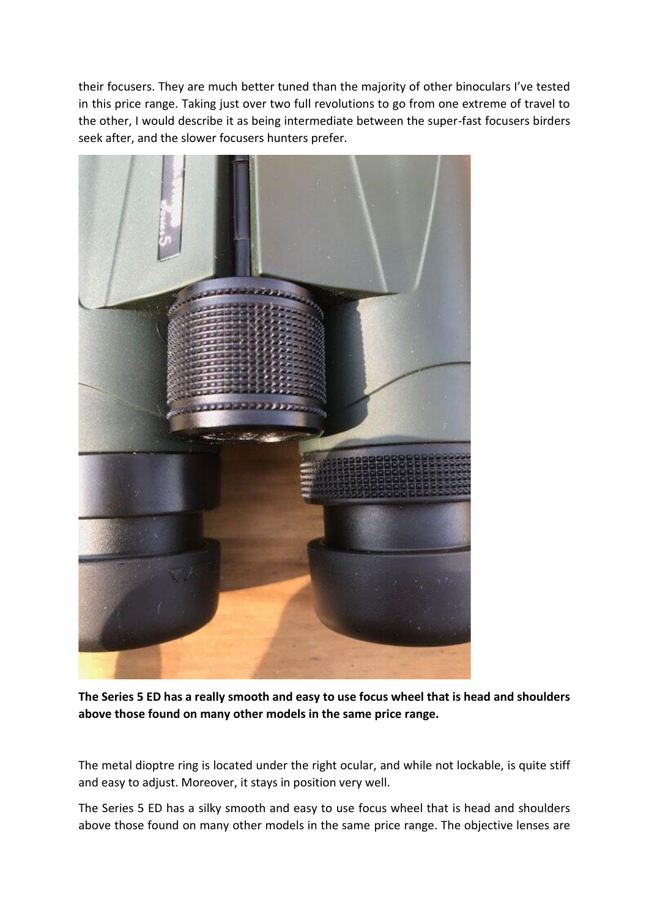their focusers. They are much better tuned than the majority of other binoculars I've tested in this price range. Taking just over two full revolutions to go from one extreme of travel to the other, I would describe it as being intermediate between the super-fast focusers birders seek after, and the slower focusers hunters prefer.

**The Series 5 ED has a really smooth and easy to use focus wheel that is head and shoulders above those found on many other models in the same price range.**

The metal dioptre ring is located under the right ocular, and while not lockable, is quite stiff and easy to adjust. Moreover, it stays in position very well.

The Series 5 ED has a silky smooth and easy to use focus wheel that is head and shoulders above those found on many other models in the same price range. The objective lenses are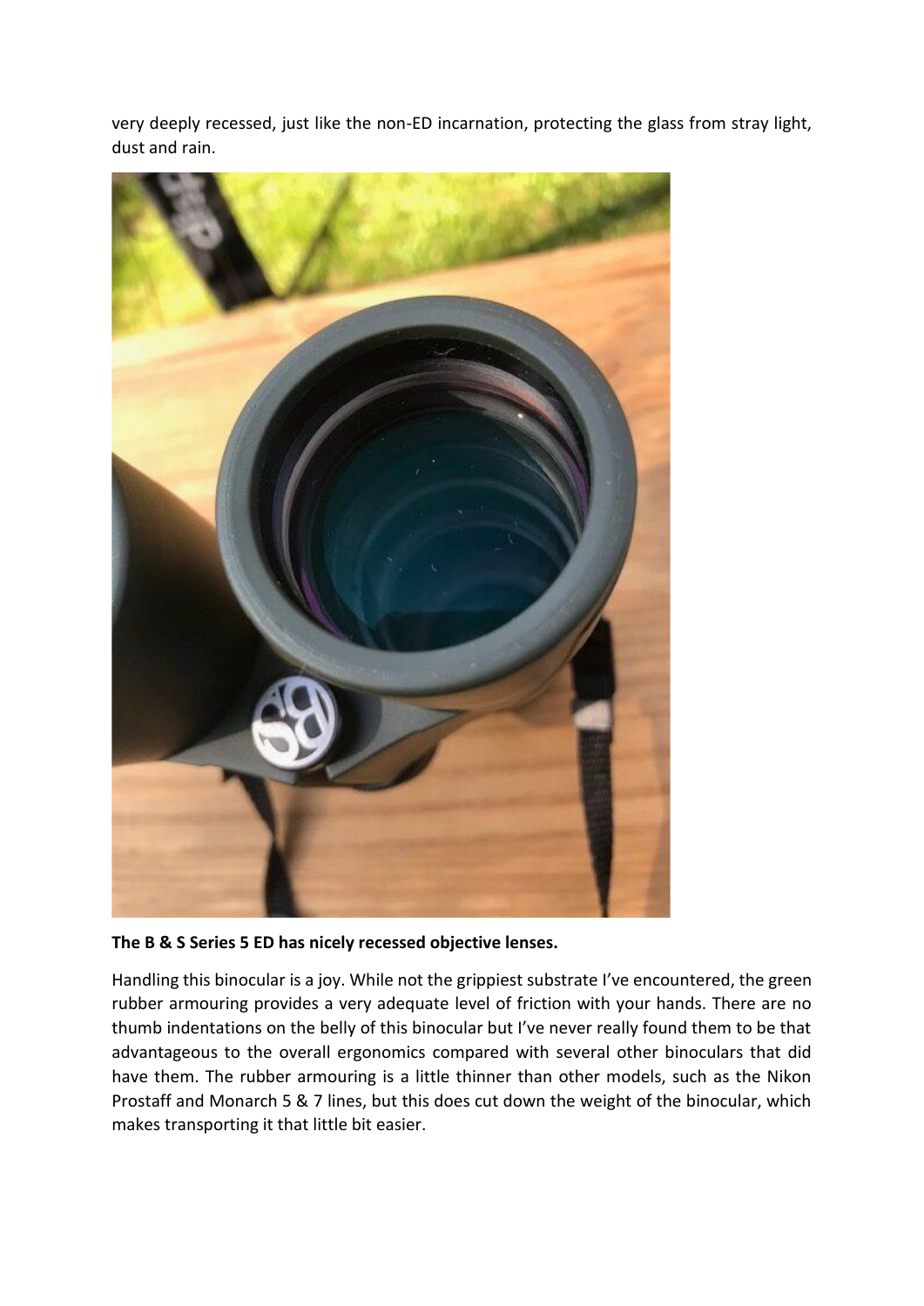very deeply recessed, just like the non-ED incarnation, protecting the glass from stray light, dust and rain.

**The B & S Series 5 ED has nicely recessed objective lenses.**

Handling this binocular is a joy. While not the grippiest substrate I've encountered, the green rubber armouring provides a very adequate level of friction with your hands. There are no thumb indentations on the belly of this binocular but I've never really found them to be that advantageous to the overall ergonomics compared with several other binoculars that did have them. The rubber armouring is a little thinner than other models, such as the Nikon Prostaff and Monarch 5 & 7 lines, but this does cut down the weight of the binocular, which makes transporting it that little bit easier.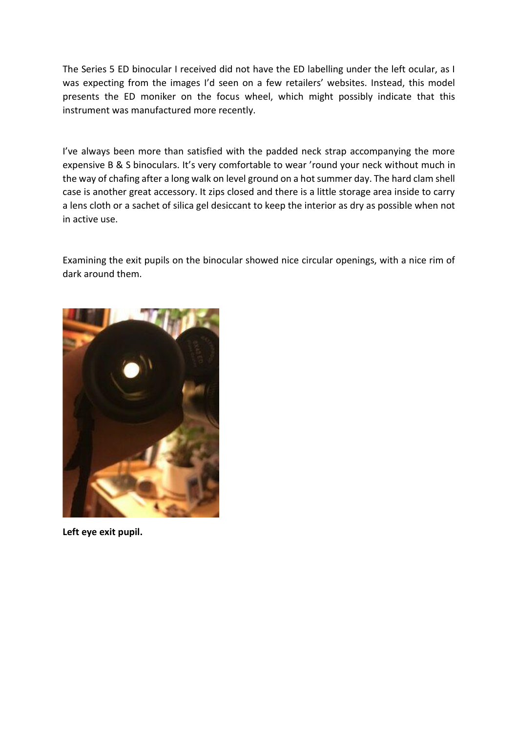The Series 5 ED binocular I received did not have the ED labelling under the left ocular, as I was expecting from the images I'd seen on a few retailers' websites. Instead, this model presents the ED moniker on the focus wheel, which might possibly indicate that this instrument was manufactured more recently.

I've always been more than satisfied with the padded neck strap accompanying the more expensive B & S binoculars. It's very comfortable to wear 'round your neck without much in the way of chafing after a long walk on level ground on a hot summer day. The hard clam shell case is another great accessory. It zips closed and there is a little storage area inside to carry a lens cloth or a sachet of silica gel desiccant to keep the interior as dry as possible when not in active use.

Examining the exit pupils on the binocular showed nice circular openings, with a nice rim of dark around them.

**Left eye exit pupil.**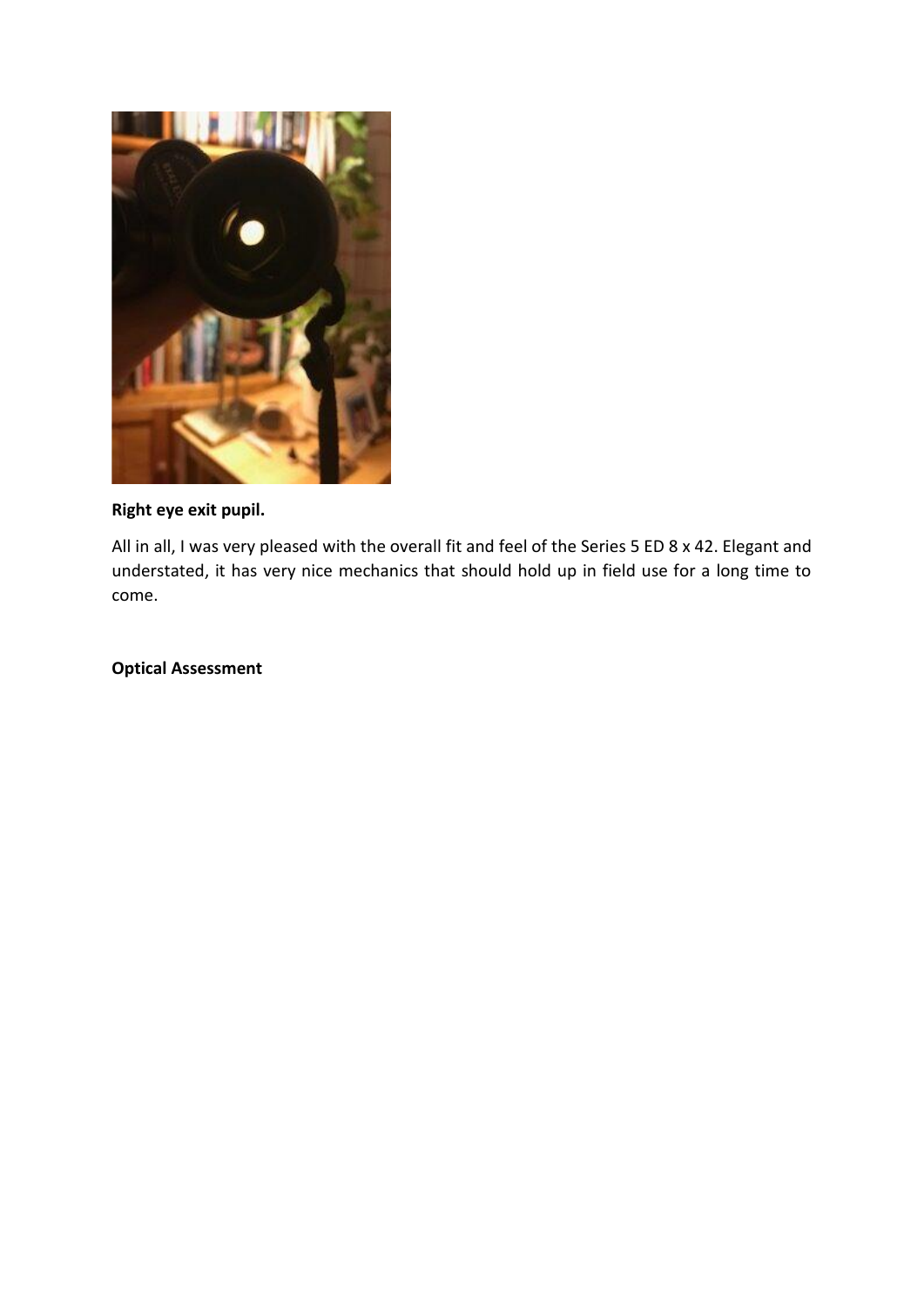**Right eye exit pupil.**

All in all, I was very pleased with the overall fit and feel of the Series 5 ED 8 x 42. Elegant and understated, it has very nice mechanics that should hold up in field use for a long time to come.

**Optical Assessment**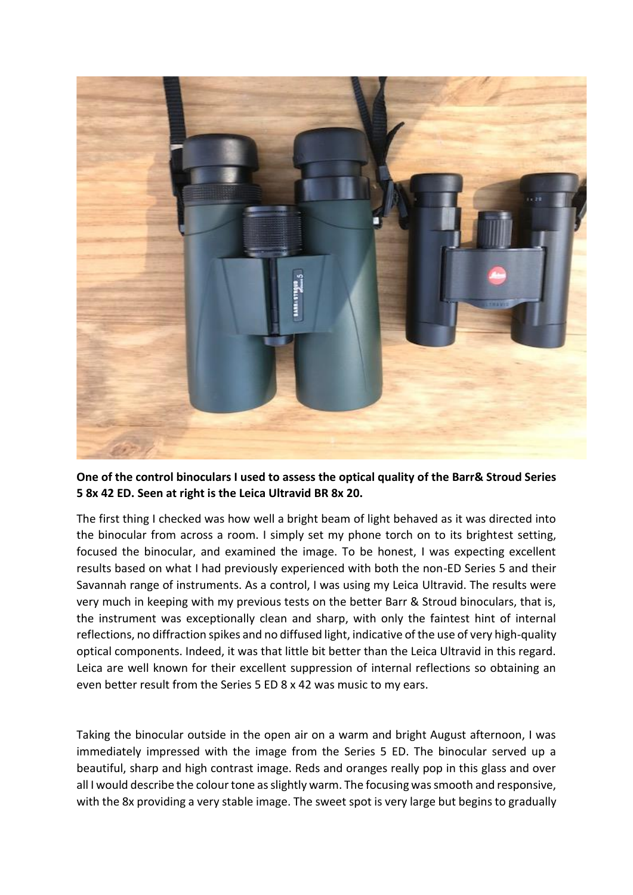**One of the control binoculars I used to assess the optical quality of the Barr& Stroud Series 5 8x 42 ED. Seen at right is the Leica Ultravid BR 8x 20.**

The first thing I checked was how well a bright beam of light behaved as it was directed into the binocular from across a room. I simply set my phone torch on to its brightest setting, focused the binocular, and examined the image. To be honest, I was expecting excellent results based on what I had previously experienced with both the non-ED Series 5 and their Savannah range of instruments. As a control, I was using my Leica Ultravid. The results were very much in keeping with my previous tests on the better Barr & Stroud binoculars, that is, the instrument was exceptionally clean and sharp, with only the faintest hint of internal reflections, no diffraction spikes and no diffused light, indicative of the use of very high-quality optical components. Indeed, it was that little bit better than the Leica Ultravid in this regard. Leica are well known for their excellent suppression of internal reflections so obtaining an even better result from the Series 5 ED 8 x 42 was music to my ears.

Taking the binocular outside in the open air on a warm and bright August afternoon, I was immediately impressed with the image from the Series 5 ED. The binocular served up a beautiful, sharp and high contrast image. Reds and oranges really pop in this glass and over all I would describe the colour tone as slightly warm. The focusing was smooth and responsive, with the 8x providing a very stable image. The sweet spot is very large but begins to gradually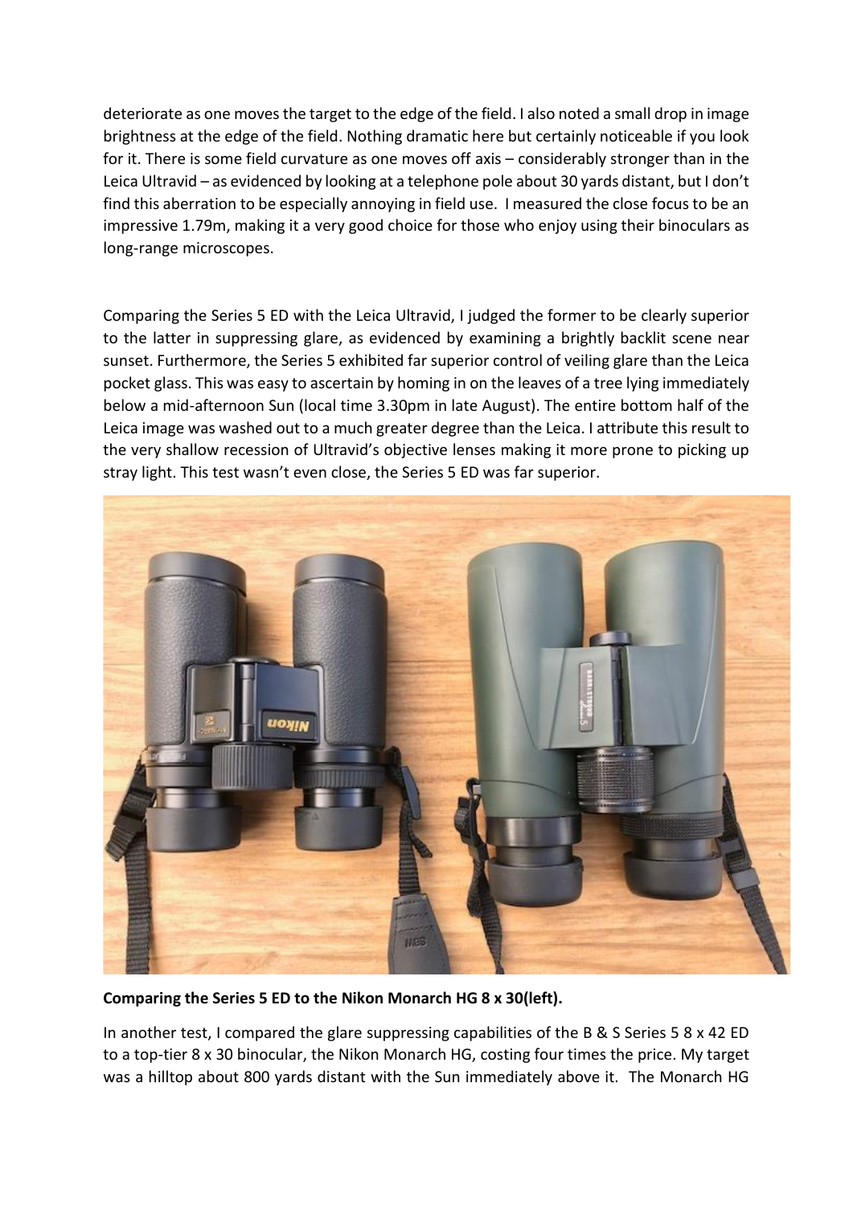deteriorate as one moves the target to the edge of the field. I also noted a small drop in image brightness at the edge of the field. Nothing dramatic here but certainly noticeable if you look for it. There is some field curvature as one moves off axis – considerably stronger than in the Leica Ultravid – as evidenced by looking at a telephone pole about 30 yards distant, but I don't find this aberration to be especially annoying in field use. I measured the close focus to be an impressive 1.79m, making it a very good choice for those who enjoy using their binoculars as long-range microscopes.

Comparing the Series 5 ED with the Leica Ultravid, I judged the former to be clearly superior to the latter in suppressing glare, as evidenced by examining a brightly backlit scene near sunset. Furthermore, the Series 5 exhibited far superior control of veiling glare than the Leica pocket glass. This was easy to ascertain by homing in on the leaves of a tree lying immediately below a mid-afternoon Sun (local time 3.30pm in late August). The entire bottom half of the Leica image was washed out to a much greater degree than the Leica. I attribute this result to the very shallow recession of Ultravid's objective lenses making it more prone to picking up stray light. This test wasn't even close, the Series 5 ED was far superior.

**Comparing the Series 5 ED to the Nikon Monarch HG 8 x 30(left).**

In another test, I compared the glare suppressing capabilities of the B & S Series 5 8 x 42 ED to a top-tier 8 x 30 binocular, the Nikon Monarch HG, costing four times the price. My target was a hilltop about 800 yards distant with the Sun immediately above it. The Monarch HG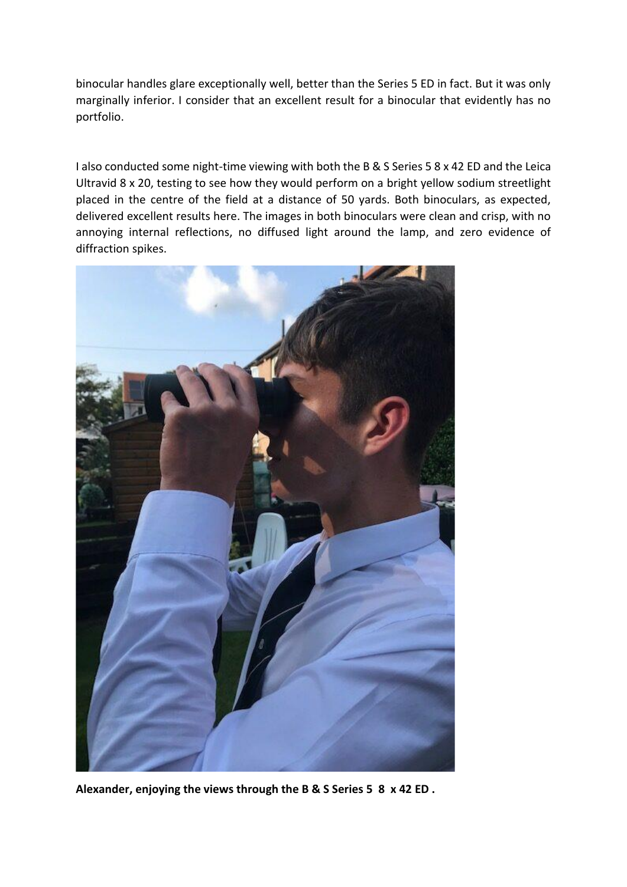binocular handles glare exceptionally well, better than the Series 5 ED in fact. But it was only marginally inferior. I consider that an excellent result for a binocular that evidently has no portfolio.

I also conducted some night-time viewing with both the B & S Series 5 8 x 42 ED and the Leica Ultravid 8 x 20, testing to see how they would perform on a bright yellow sodium streetlight placed in the centre of the field at a distance of 50 yards. Both binoculars, as expected, delivered excellent results here. The images in both binoculars were clean and crisp, with no annoying internal reflections, no diffused light around the lamp, and zero evidence of diffraction spikes.

**Alexander, enjoying the views through the B & S Series 5 8 x 42 ED .**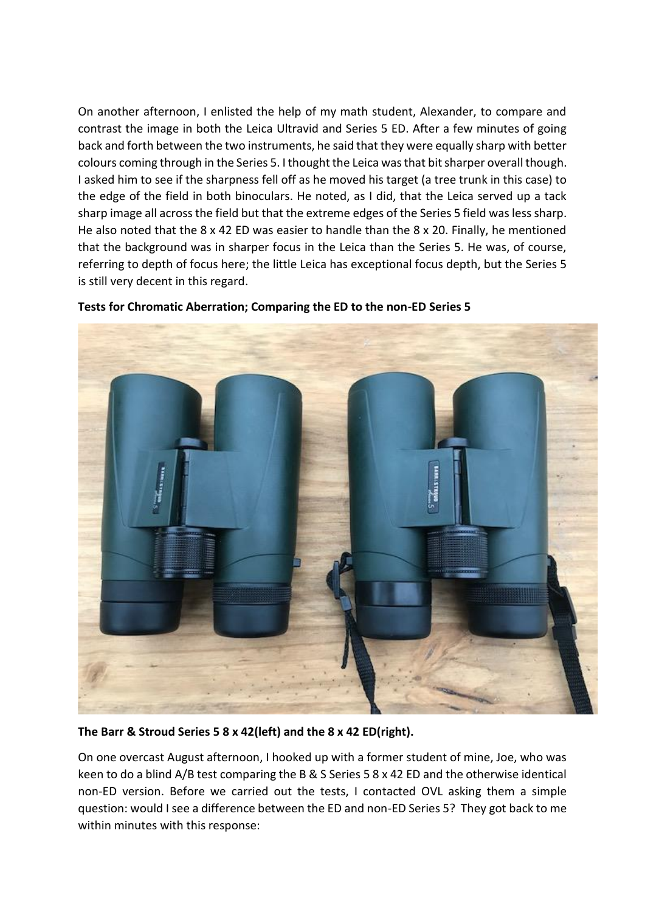On another afternoon, I enlisted the help of my math student, Alexander, to compare and contrast the image in both the Leica Ultravid and Series 5 ED. After a few minutes of going back and forth between the two instruments, he said that they were equally sharp with better colours coming through in the Series 5. I thought the Leica was that bit sharper overall though. I asked him to see if the sharpness fell off as he moved his target (a tree trunk in this case) to the edge of the field in both binoculars. He noted, as I did, that the Leica served up a tack sharp image all across the field but that the extreme edges of the Series 5 field was less sharp. He also noted that the 8 x 42 ED was easier to handle than the 8 x 20. Finally, he mentioned that the background was in sharper focus in the Leica than the Series 5. He was, of course, referring to depth of focus here; the little Leica has exceptional focus depth, but the Series 5 is still very decent in this regard.

**Tests for Chromatic Aberration; Comparing the ED to the non-ED Series 5**

**The Barr & Stroud Series 5 8 x 42(left) and the 8 x 42 ED(right).**

On one overcast August afternoon, I hooked up with a former student of mine, Joe, who was keen to do a blind A/B test comparing the B & S Series 5 8 x 42 ED and the otherwise identical non-ED version. Before we carried out the tests, I contacted OVL asking them a simple question: would I see a difference between the ED and non-ED Series 5? They got back to me within minutes with this response: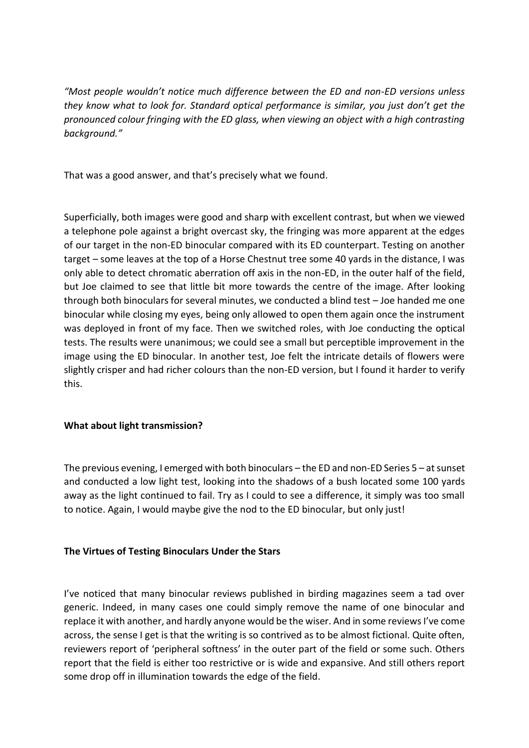*"Most people wouldn't notice much difference between the ED and non-ED versions unless they know what to look for. Standard optical performance is similar, you just don't get the pronounced colour fringing with the ED glass, when viewing an object with a high contrasting background."*

That was a good answer, and that's precisely what we found.

Superficially, both images were good and sharp with excellent contrast, but when we viewed a telephone pole against a bright overcast sky, the fringing was more apparent at the edges of our target in the non-ED binocular compared with its ED counterpart. Testing on another target – some leaves at the top of a Horse Chestnut tree some 40 yards in the distance, I was only able to detect chromatic aberration off axis in the non-ED, in the outer half of the field, but Joe claimed to see that little bit more towards the centre of the image. After looking through both binoculars for several minutes, we conducted a blind test – Joe handed me one binocular while closing my eyes, being only allowed to open them again once the instrument was deployed in front of my face. Then we switched roles, with Joe conducting the optical tests. The results were unanimous; we could see a small but perceptible improvement in the image using the ED binocular. In another test, Joe felt the intricate details of flowers were slightly crisper and had richer colours than the non-ED version, but I found it harder to verify this.

**What about light transmission?**

The previous evening, I emerged with both binoculars – the ED and non-ED Series 5 – at sunset and conducted a low light test, looking into the shadows of a bush located some 100 yards away as the light continued to fail. Try as I could to see a difference, it simply was too small to notice. Again, I would maybe give the nod to the ED binocular, but only just!

**The Virtues of Testing Binoculars Under the Stars**

I've noticed that many binocular reviews published in birding magazines seem a tad over generic. Indeed, in many cases one could simply remove the name of one binocular and replace it with another, and hardly anyone would be the wiser. And in some reviews I've come across, the sense I get is that the writing is so contrived as to be almost fictional. Quite often, reviewers report of 'peripheral softness' in the outer part of the field or some such. Others report that the field is either too restrictive or is wide and expansive. And still others report some drop off in illumination towards the edge of the field.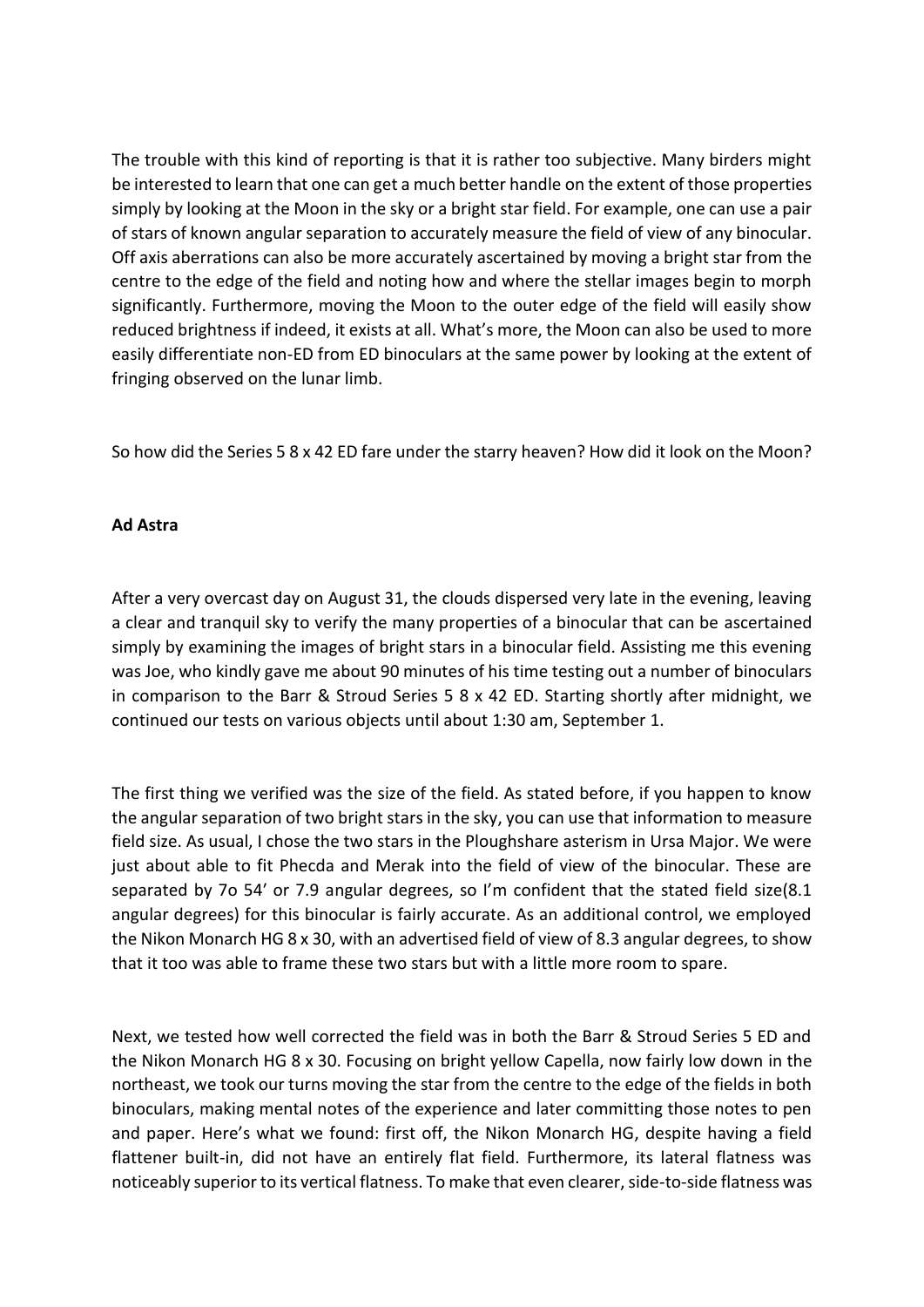The trouble with this kind of reporting is that it is rather too subjective. Many birders might be interested to learn that one can get a much better handle on the extent of those properties simply by looking at the Moon in the sky or a bright star field. For example, one can use a pair of stars of known angular separation to accurately measure the field of view of any binocular. Off axis aberrations can also be more accurately ascertained by moving a bright star from the centre to the edge of the field and noting how and where the stellar images begin to morph significantly. Furthermore, moving the Moon to the outer edge of the field will easily show reduced brightness if indeed, it exists at all. What's more, the Moon can also be used to more easily differentiate non-ED from ED binoculars at the same power by looking at the extent of fringing observed on the lunar limb.

So how did the Series 5 8 x 42 ED fare under the starry heaven? How did it look on the Moon?

**Ad Astra**

After a very overcast day on August 31, the clouds dispersed very late in the evening, leaving a clear and tranquil sky to verify the many properties of a binocular that can be ascertained simply by examining the images of bright stars in a binocular field. Assisting me this evening was Joe, who kindly gave me about 90 minutes of his time testing out a number of binoculars in comparison to the Barr & Stroud Series 5 8 x 42 ED. Starting shortly after midnight, we continued our tests on various objects until about 1:30 am, September 1.

The first thing we verified was the size of the field. As stated before, if you happen to know the angular separation of two bright stars in the sky, you can use that information to measure field size. As usual, I chose the two stars in the Ploughshare asterism in Ursa Major. We were just about able to fit Phecda and Merak into the field of view of the binocular. These are separated by 7o 54' or 7.9 angular degrees, so I'm confident that the stated field size(8.1 angular degrees) for this binocular is fairly accurate. As an additional control, we employed the Nikon Monarch HG 8 x 30, with an advertised field of view of 8.3 angular degrees, to show that it too was able to frame these two stars but with a little more room to spare.

Next, we tested how well corrected the field was in both the Barr & Stroud Series 5 ED and the Nikon Monarch HG 8 x 30. Focusing on bright yellow Capella, now fairly low down in the northeast, we took our turns moving the star from the centre to the edge of the fields in both binoculars, making mental notes of the experience and later committing those notes to pen and paper. Here's what we found: first off, the Nikon Monarch HG, despite having a field flattener built-in, did not have an entirely flat field. Furthermore, its lateral flatness was noticeably superior to its vertical flatness. To make that even clearer, side-to-side flatness was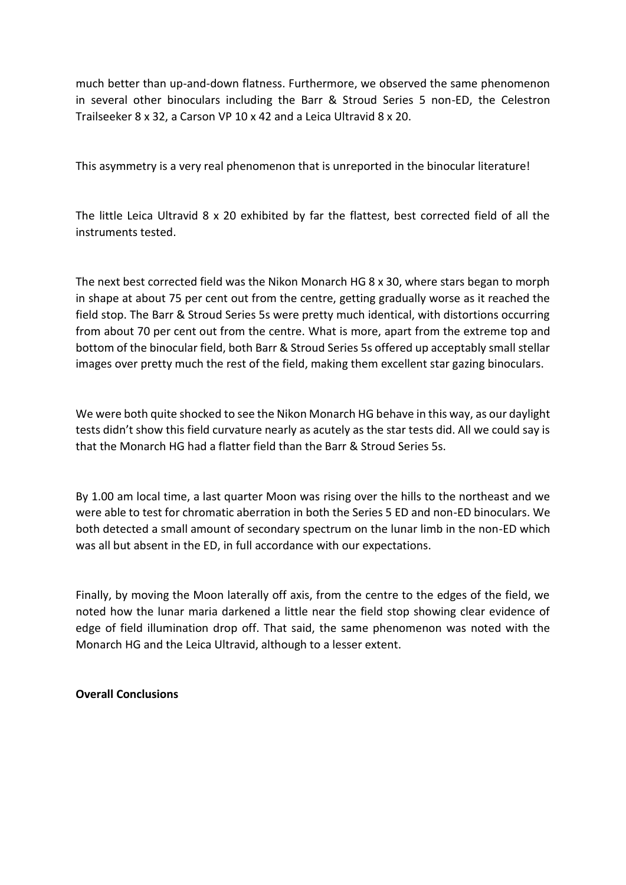much better than up-and-down flatness. Furthermore, we observed the same phenomenon in several other binoculars including the Barr & Stroud Series 5 non-ED, the Celestron Trailseeker 8 x 32, a Carson VP 10 x 42 and a Leica Ultravid 8 x 20.

This asymmetry is a very real phenomenon that is unreported in the binocular literature!

The little Leica Ultravid 8 x 20 exhibited by far the flattest, best corrected field of all the instruments tested.

The next best corrected field was the Nikon Monarch HG 8 x 30, where stars began to morph in shape at about 75 per cent out from the centre, getting gradually worse as it reached the field stop. The Barr & Stroud Series 5s were pretty much identical, with distortions occurring from about 70 per cent out from the centre. What is more, apart from the extreme top and bottom of the binocular field, both Barr & Stroud Series 5s offered up acceptably small stellar images over pretty much the rest of the field, making them excellent star gazing binoculars.

We were both quite shocked to see the Nikon Monarch HG behave in this way, as our daylight tests didn't show this field curvature nearly as acutely as the star tests did. All we could say is that the Monarch HG had a flatter field than the Barr & Stroud Series 5s.

By 1.00 am local time, a last quarter Moon was rising over the hills to the northeast and we were able to test for chromatic aberration in both the Series 5 ED and non-ED binoculars. We both detected a small amount of secondary spectrum on the lunar limb in the non-ED which was all but absent in the ED, in full accordance with our expectations.

Finally, by moving the Moon laterally off axis, from the centre to the edges of the field, we noted how the lunar maria darkened a little near the field stop showing clear evidence of edge of field illumination drop off. That said, the same phenomenon was noted with the Monarch HG and the Leica Ultravid, although to a lesser extent.

**Overall Conclusions**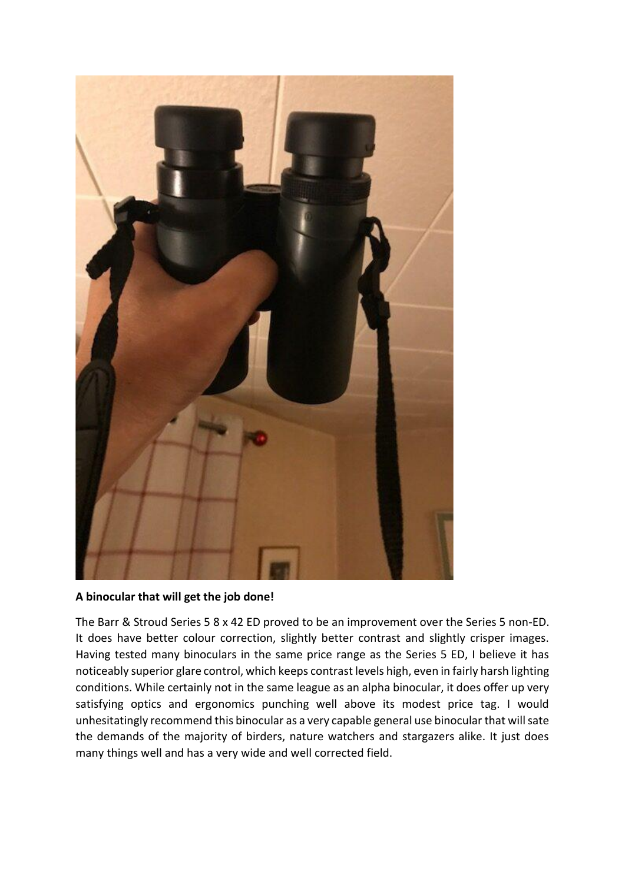**A binocular that will get the job done!**

The Barr & Stroud Series 5 8 x 42 ED proved to be an improvement over the Series 5 non-ED. It does have better colour correction, slightly better contrast and slightly crisper images. Having tested many binoculars in the same price range as the Series 5 ED, I believe it has noticeably superior glare control, which keeps contrast levels high, even in fairly harsh lighting conditions. While certainly not in the same league as an alpha binocular, it does offer up very satisfying optics and ergonomics punching well above its modest price tag. I would unhesitatingly recommend this binocular as a very capable general use binocular that will sate the demands of the majority of birders, nature watchers and stargazers alike. It just does many things well and has a very wide and well corrected field.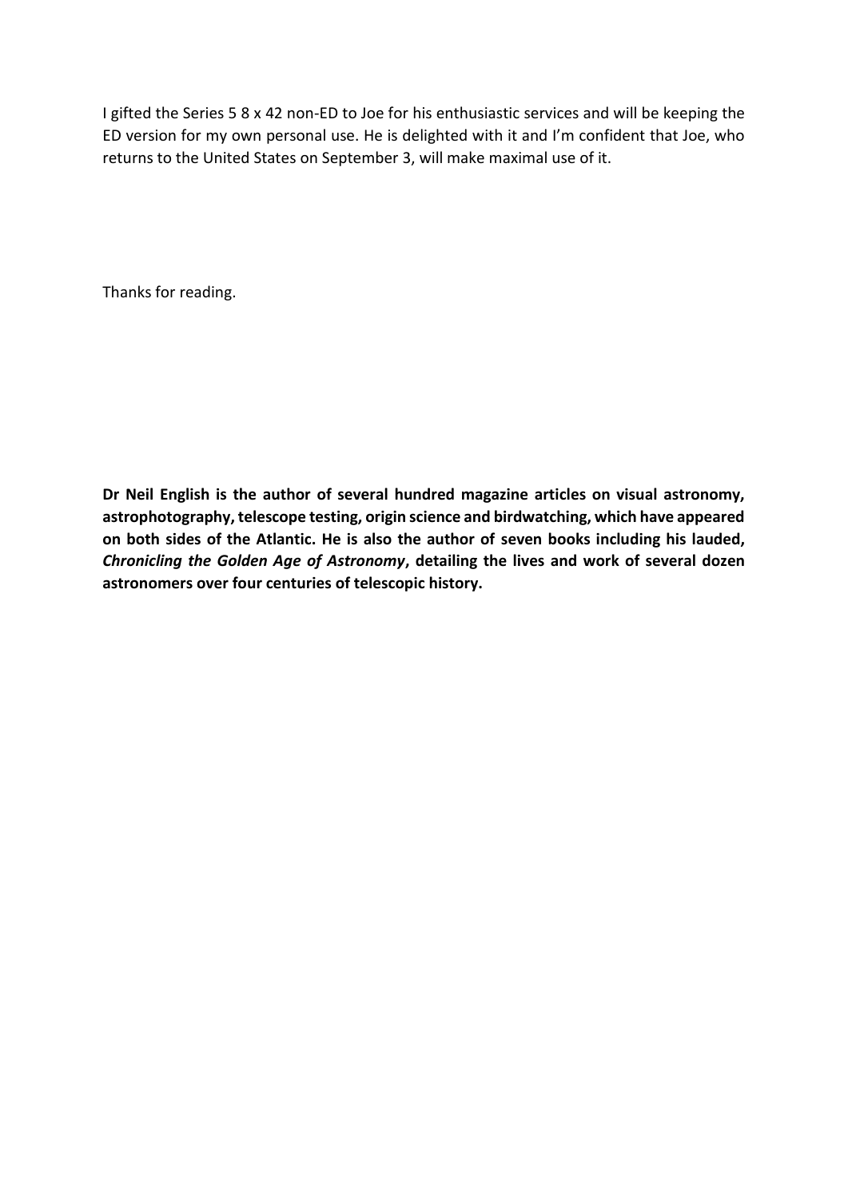I gifted the Series 5 8 x 42 non-ED to Joe for his enthusiastic services and will be keeping the ED version for my own personal use. He is delighted with it and I'm confident that Joe, who returns to the United States on September 3, will make maximal use of it.

Thanks for reading.

**Dr Neil English is the author of several hundred magazine articles on visual astronomy, astrophotography, telescope testing, origin science and birdwatching, which have appeared on both sides of the Atlantic. He is also the author of seven books including his lauded, *Chronicling the Golden Age of Astronomy*, detailing the lives and work of several dozen astronomers over four centuries of telescopic history.**